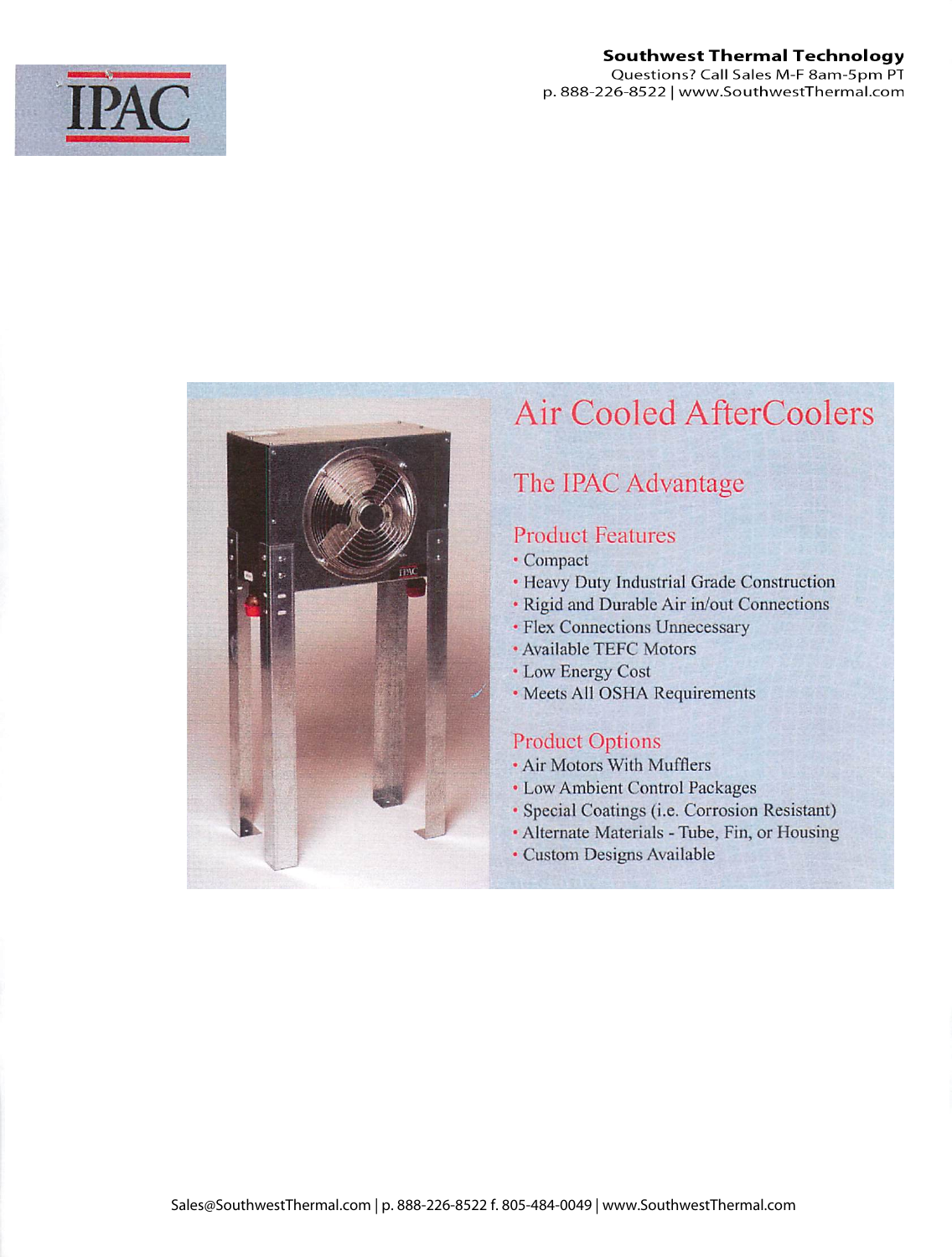IPAC

**Southwest Thermal Technology**
Questions? Call Sales M-F 8am-5pm PT
p. 888-226-8522 | www.SouthwestThermal.com

# Air Cooled AfterCoolers

## The IPAC Advantage

### Product Features

- Compact
- Heavy Duty Industrial Grade Construction
- Rigid and Durable Air in/out Connections
- Flex Connections Unnecessary
- Available TEFC Motors
- Low Energy Cost
- Meets All OSHA Requirements

### Product Options

- Air Motors With Mufflers
- Low Ambient Control Packages
- Special Coatings (i.e. Corrosion Resistant)
- Alternate Materials - Tube, Fin, or Housing
- Custom Designs Available

Sales@SouthwestThermal.com | p. 888-226-8522 f. 805-484-0049 | www.SouthwestThermal.com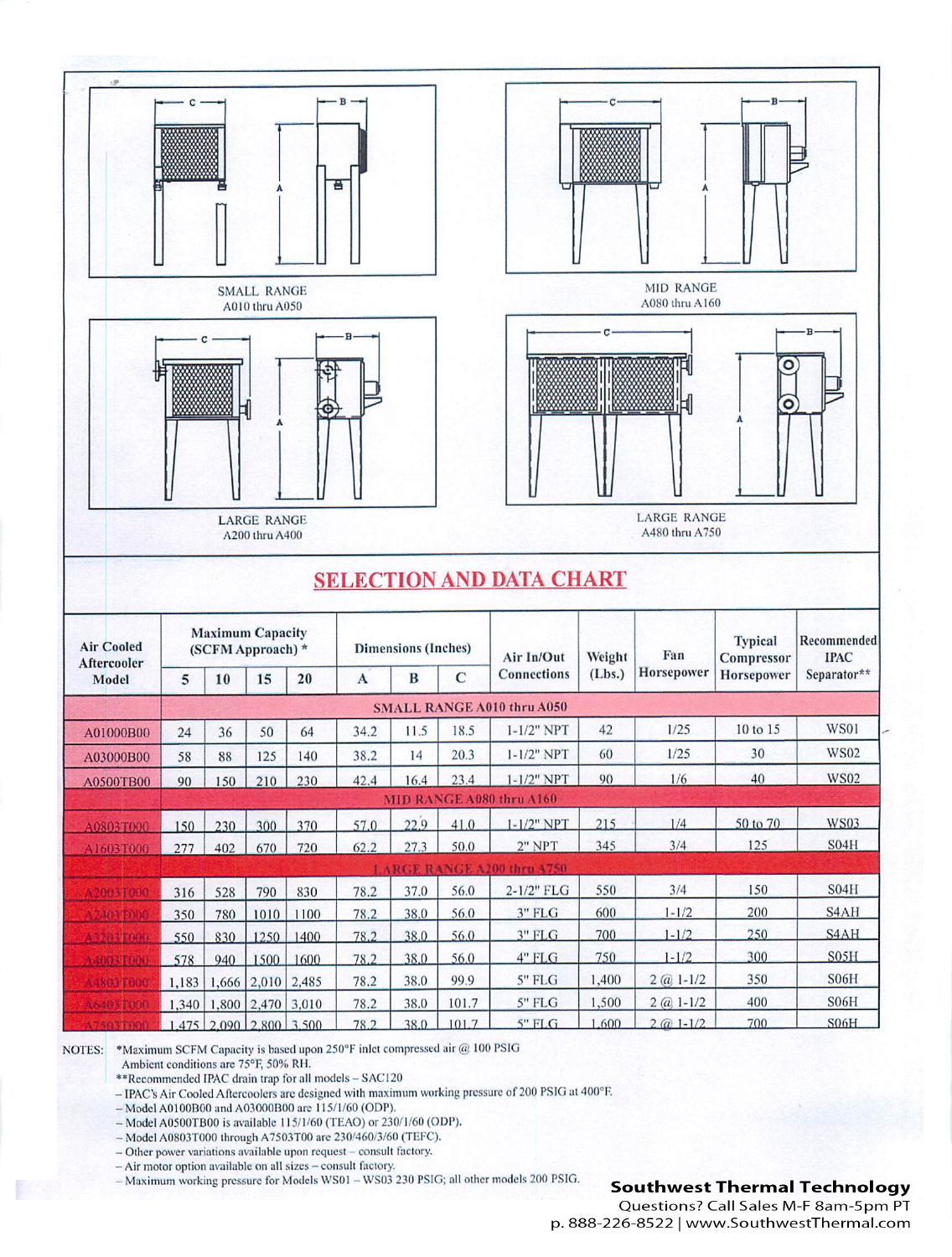SMALL RANGE
A010 thru A050

MID RANGE
A080 thru A160

LARGE RANGE
A200 thru A400

LARGE RANGE
A480 thru A750

## SELECTION AND DATA CHART

| Air Cooled Aftercooler Model | Maximum Capacity (SCFM Approach) * | | | | Dimensions (Inches) | | | Air In/Out Connections | Weight (Lbs.) | Fan Horsepower | Typical Compressor Horsepower | Recommended IPAC Separator** |
|---|---|---|---|---|---|---|---|---|---|---|---|---|
| | 5 | 10 | 15 | 20 | A | B | C | | | | | |
| | **SMALL RANGE A010 thru A050** | | | | | | | | | | | |
| A01000B00 | 24 | 36 | 50 | 64 | 34.2 | 11.5 | 18.5 | 1-1/2" NPT | 42 | 1/25 | 10 to 15 | WS01 |
| A03000B00 | 58 | 88 | 125 | 140 | 38.2 | 14 | 20.3 | 1-1/2" NPT | 60 | 1/25 | 30 | WS02 |
| A0500TB00 | 90 | 150 | 210 | 230 | 42.4 | 16.4 | 23.4 | 1-1/2" NPT | 90 | 1/6 | 40 | WS02 |
| | **MID RANGE A080 thru A160** | | | | | | | | | | | |
| A0803T000 | 150 | 230 | 300 | 370 | 57.0 | 22.9 | 41.0 | 1-1/2" NPT | 215 | 1/4 | 50 to 70 | WS03 |
| A1603T000 | 277 | 402 | 670 | 720 | 62.2 | 27.3 | 50.0 | 2" NPT | 345 | 3/4 | 125 | S04H |
| | **LARGE RANGE A200 thru A750** | | | | | | | | | | | |
| A2003T000 | 316 | 528 | 790 | 830 | 78.2 | 37.0 | 56.0 | 2-1/2" FLG | 550 | 3/4 | 150 | S04H |
| A2403T000 | 350 | 780 | 1010 | 1100 | 78.2 | 38.0 | 56.0 | 3" FLG | 600 | 1-1/2 | 200 | S4AH |
| A3203T000 | 550 | 830 | 1250 | 1400 | 78.2 | 38.0 | 56.0 | 3" FLG | 700 | 1-1/2 | 250 | S4AH |
| A4003T000 | 578 | 940 | 1500 | 1600 | 78.2 | 38.0 | 56.0 | 4" FLG | 750 | 1-1/2 | 300 | S05H |
| A4803T000 | 1,183 | 1,666 | 2,010 | 2,485 | 78.2 | 38.0 | 99.9 | 5" FLG | 1,400 | 2 @ 1-1/2 | 350 | S06H |
| A6403T000 | 1,340 | 1,800 | 2,470 | 3,010 | 78.2 | 38.0 | 101.7 | 5" FLG | 1,500 | 2 @ 1-1/2 | 400 | S06H |
| A7503T000 | 1,475 | 2,090 | 2,800 | 3,500 | 78.2 | 38.0 | 101.7 | 5" FLG | 1,600 | 2 @ 1-1/2 | 700 | S06H |

NOTES: *Maximum SCFM Capacity is based upon 250°F inlet compressed air @ 100 PSIG
Ambient conditions are 75°F, 50% RH.
**Recommended IPAC drain trap for all models – SAC120
– IPAC's Air Cooled Aftercoolers are designed with maximum working pressure of 200 PSIG at 400°F.
– Model A0100B00 and A03000B00 are 115/1/60 (ODP).
– Model A0500TB00 is available 115/1/60 (TEAO) or 230/1/60 (ODP).
– Model A0803T000 through A7503T00 are 230/460/3/60 (TEFC).
– Other power variations available upon request – consult factory.
– Air motor option available on all sizes – consult factory.
– Maximum working pressure for Models WS01 – WS03 230 PSIG; all other models 200 PSIG.

**Southwest Thermal Technology**
Questions? Call Sales M-F 8am-5pm PT
p. 888-226-8522 | www.SouthwestThermal.com